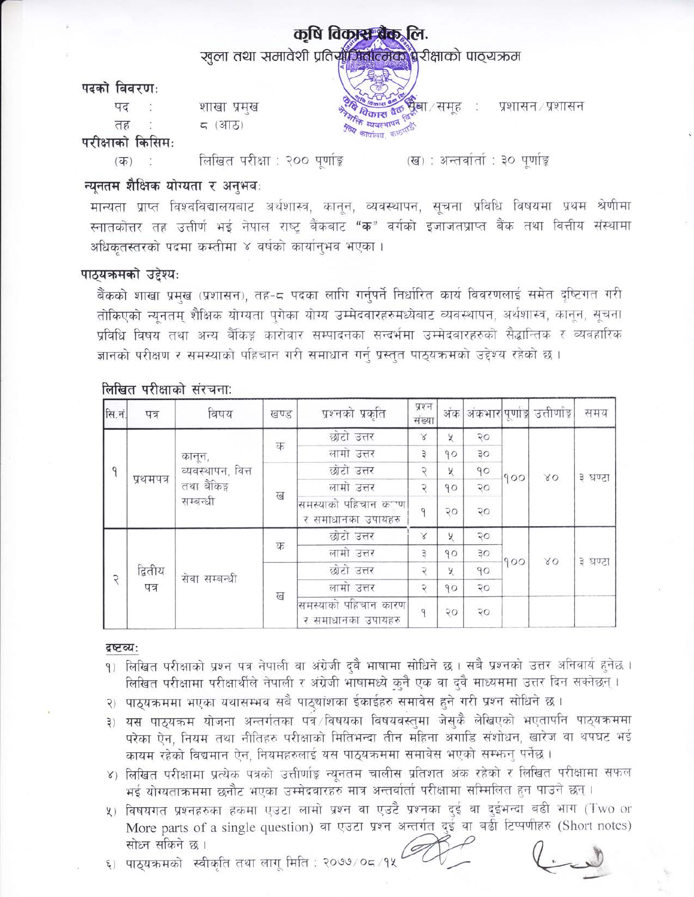# कृषि विकास बैंक लि.

## खुला तथा समावेशी प्रतियोगितात्मक परीक्षाको पाठ्यक्रम

**पदको विवरण:**

पद : शाखा प्रमुख &nbsp;&nbsp;&nbsp;&nbsp; सेवा/समूह : प्रशासन/प्रशासन

तह : ८ (आठ)

**परीक्षाको किसिम:**

(क) : लिखित परीक्षा : २०० पूर्णाङ्क &nbsp;&nbsp;&nbsp;&nbsp; (ख) : अन्तर्वार्ता : ३० पूर्णाङ्क

### न्यूनतम शैक्षिक योग्यता र अनुभव:

मान्यता प्राप्त विश्वविद्यालयबाट अर्थशास्त्र, कानून, व्यवस्थापन, सूचना प्रविधि विषयमा प्रथम श्रेणीमा स्नातकोत्तर तह उत्तीर्ण भई नेपाल राष्ट्र बैंकबाट **"क"** वर्गको इजाजतप्राप्त बैंक तथा वित्तीय संस्थामा अधिकृतस्तरको पदमा कम्तीमा ४ वर्षको कार्यानुभव भएका ।

### पाठ्यक्रमको उद्देश्य:

बैंकको शाखा प्रमुख (प्रशासन), तह-८ पदका लागि गर्नुपर्ने निर्धारित कार्य विवरणलाई समेत दृष्टिगत गरी तोकिएको न्यूनतम् शैक्षिक योग्यता पुगेका योग्य उम्मेदवारहरुमध्येबाट व्यवस्थापन, अर्थशास्त्र, कानून, सूचना प्रविधि विषय तथा अन्य बैंकिङ्ग कारोबार सम्पादनका सन्दर्भमा उम्मेदवारहरुको सैद्धान्तिक र व्यवहारिक ज्ञानको परीक्षण र समस्याको पहिचान गरी समाधान गर्नु प्रस्तुत पाठ्यक्रमको उद्देश्य रहेको छ ।

### लिखित परीक्षाको संरचना:

| सि.नं. | पत्र | विषय | खण्ड | प्रश्नको प्रकृति | प्रश्न संख्या | अंक | अंकभार | पूर्णाङ्क | उत्तीर्णांङ्क | समय |
|---|---|---|---|---|---|---|---|---|---|---|
| १ | प्रथमपत्र | कानून, व्यवस्थापन, वित्त तथा बैंकिङ्ग सम्बन्धी | क | छोटो उत्तर | ४ | ५ | २० | १०० | ४० | ३ घण्टा |
| | | | | लामो उत्तर | ३ | १० | ३० | | | |
| | | | ख | छोटो उत्तर | २ | ५ | १० | | | |
| | | | | लामो उत्तर | २ | १० | २० | | | |
| | | | | समस्याको पहिचान कारण र समाधानका उपायहरु | १ | २० | २० | | | |
| २ | द्वितीय पत्र | सेवा सम्बन्धी | क | छोटो उत्तर | ४ | ५ | २० | १०० | ४० | ३ घण्टा |
| | | | | लामो उत्तर | ३ | १० | ३० | | | |
| | | | ख | छोटो उत्तर | २ | ५ | १० | | | |
| | | | | लामो उत्तर | २ | १० | २० | | | |
| | | | | समस्याको पहिचान कारण र समाधानका उपायहरु | १ | २० | २० | | | |

**द्रष्टव्य:**

१) लिखित परीक्षाको प्रश्न पत्र नेपाली वा अंग्रेजी दुवै भाषामा सोधिने छ । सबै प्रश्नको उत्तर अनिवार्य हुनेछ । लिखित परीक्षामा परीक्षार्थीले नेपाली र अंग्रेजी भाषामध्ये कुनै एक वा दुवै माध्यममा उत्तर दिन सक्नेछन् ।

२) पाठ्यक्रममा भएका यथासम्भव सबै पाठ्यांशका ईकाईहरु समावेस हुने गरी प्रश्न सोधिने छ ।

३) यस पाठ्यक्रम योजना अन्तर्गतका पत्र/विषयका विषयवस्तुमा जेसुकै लेखिएको भएतापनि पाठ्यक्रममा परेका ऐन, नियम तथा नीतिहरु परीक्षाको मितिभन्दा तीन महिना अगाडि संशोधन, खारेज वा थपघट भई कायम रहेको विद्यमान ऐन, नियमहरुलाई यस पाठ्यक्रममा समावेस भएको सम्झनु पर्नेछ ।

४) लिखित परीक्षामा प्रत्येक पत्रको उत्तीर्णाङ्क न्यूनतम चालीस प्रतिशत अंक रहेको र लिखित परीक्षामा सफल भई योग्यताक्रममा छनौट भएका उम्मेदवारहरु मात्र अन्तर्वार्ता परीक्षामा सम्मिलित हुन पाउने छन् ।

५) विषयगत प्रश्नहरुका हकमा एउटा लामो प्रश्न वा एउटै प्रश्नका दुई वा दुईभन्दा बढी भाग (Two or More parts of a single question) वा एउटा प्रश्न अन्तर्गत दुई वा बढी टिप्पणीहरु (Short notes) सोध्न सकिने छ ।

६) पाठ्यक्रमको स्वीकृति तथा लागू मिति : २०७७/०८/१५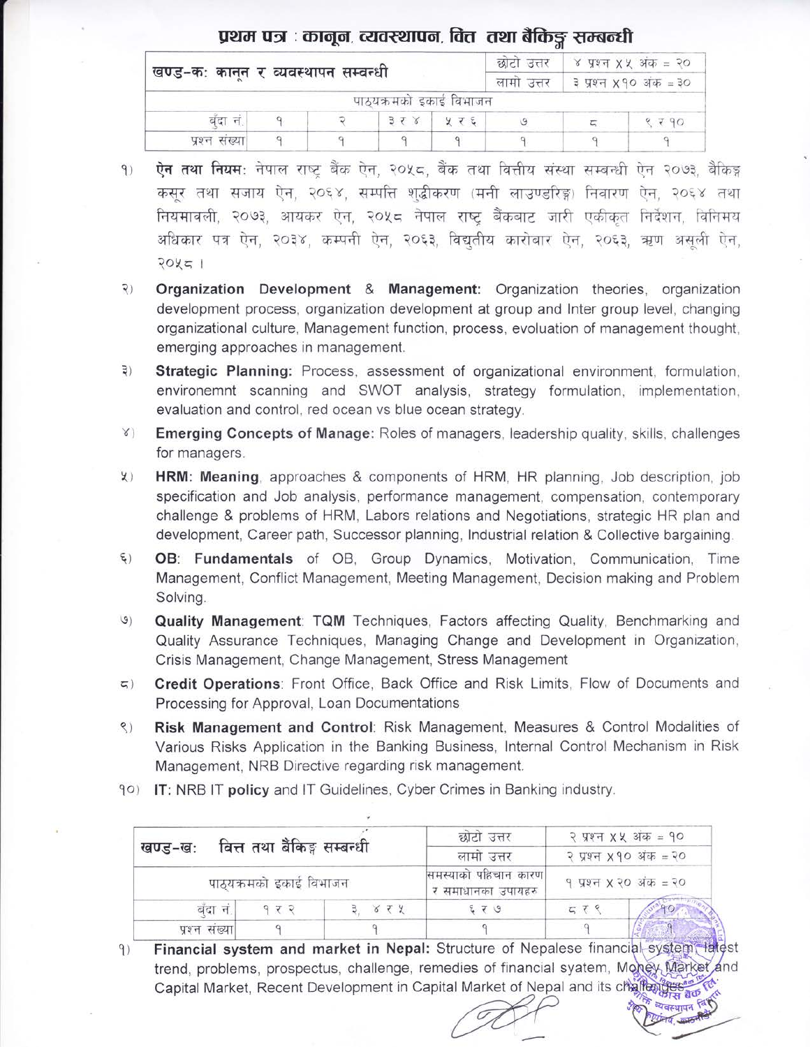# प्रथम पत्र : कानून, व्यवस्थापन, वित्त तथा बैंकिङ्ग सम्बन्धी

| खण्ड-क: कानून र व्यवस्थापन सम्बन्धी | | | | | छोटो उत्तर | ४ प्रश्न x ५ अंक = २० |
|---|---|---|---|---|---|---|
| | | | | | लामो उत्तर | ३ प्रश्न x १० अंक = ३० |
| पाठ्यक्रमको इकाई विभाजन | | | | | | |
| बुँदा नं. | १ | २ | ३ र ४ | ५ र ६ | ७ | ८ | ९ र १० |
| प्रश्न संख्या | १ | १ | १ | १ | १ | १ | १ |

१) **ऐन तथा नियम:** नेपाल राष्ट्र बैंक ऐन, २०५८, बैंक तथा वित्तीय संस्था सम्बन्धी ऐन २०७३, बैंकिङ्ग कसूर तथा सजाय ऐन, २०६४, सम्पत्ति शुद्धीकरण (मनी लाउण्डरिङ्ग) निवारण ऐन, २०६४ तथा नियमावली, २०७३, आयकर ऐन, २०५८ नेपाल राष्ट्र बैंकबाट जारी एकीकृत निर्देशन, विनिमय अधिकार पत्र ऐन, २०३४, कम्पनी ऐन, २०६३, विद्युतीय कारोबार ऐन, २०६३, ऋण असूली ऐन, २०५८ ।

२) **Organization Development & Management:** Organization theories, organization development process, organization development at group and Inter group level, changing organizational culture, Management function, process, evoluation of management thought, emerging approaches in management.

३) **Strategic Planning:** Process, assessment of organizational environment, formulation, environemnt scanning and SWOT analysis, strategy formulation, implementation, evaluation and control, red ocean vs blue ocean strategy.

४) **Emerging Concepts of Manage:** Roles of managers, leadership quality, skills, challenges for managers.

५) **HRM: Meaning**, approaches & components of HRM, HR planning, Job description, job specification and Job analysis, performance management, compensation, contemporary challenge & problems of HRM, Labors relations and Negotiations, strategic HR plan and development, Career path, Successor planning, Industrial relation & Collective bargaining.

६) **OB: Fundamentals** of OB, Group Dynamics, Motivation, Communication, Time Management, Conflict Management, Meeting Management, Decision making and Problem Solving.

७) **Quality Management**: TQM Techniques, Factors affecting Quality, Benchmarking and Quality Assurance Techniques, Managing Change and Development in Organization, Crisis Management, Change Management, Stress Management

८) **Credit Operations**: Front Office, Back Office and Risk Limits, Flow of Documents and Processing for Approval, Loan Documentations

९) **Risk Management and Control**: Risk Management, Measures & Control Modalities of Various Risks Application in the Banking Business, Internal Control Mechanism in Risk Management, NRB Directive regarding risk management.

१०) **IT:** NRB IT **policy** and IT Guidelines, Cyber Crimes in Banking industry.

| खण्ड-ख: वित्त तथा बैंकिङ्ग सम्बन्धी | | | छोटो उत्तर | २ प्रश्न x ५ अंक = १० |
|---|---|---|---|---|
| | | | लामो उत्तर | २ प्रश्न x १० अंक = २० |
| पाठ्यक्रमको इकाई विभाजन | | | समस्याको पहिचान कारण र समाधानका उपायहरु | १ प्रश्न x २० अंक = २० |
| बुँदा नं. | १ र २ | ३, ४ र ५ | ६ र ७ | ८ र ९ | १० |
| प्रश्न संख्या | १ | १ | १ | १ | १ |

१) **Financial system and market in Nepal:** Structure of Nepalese financial system, latest trend, problems, prospectus, challenge, remedies of financial syatem, Money Market and Capital Market, Recent Development in Capital Market of Nepal and its challenges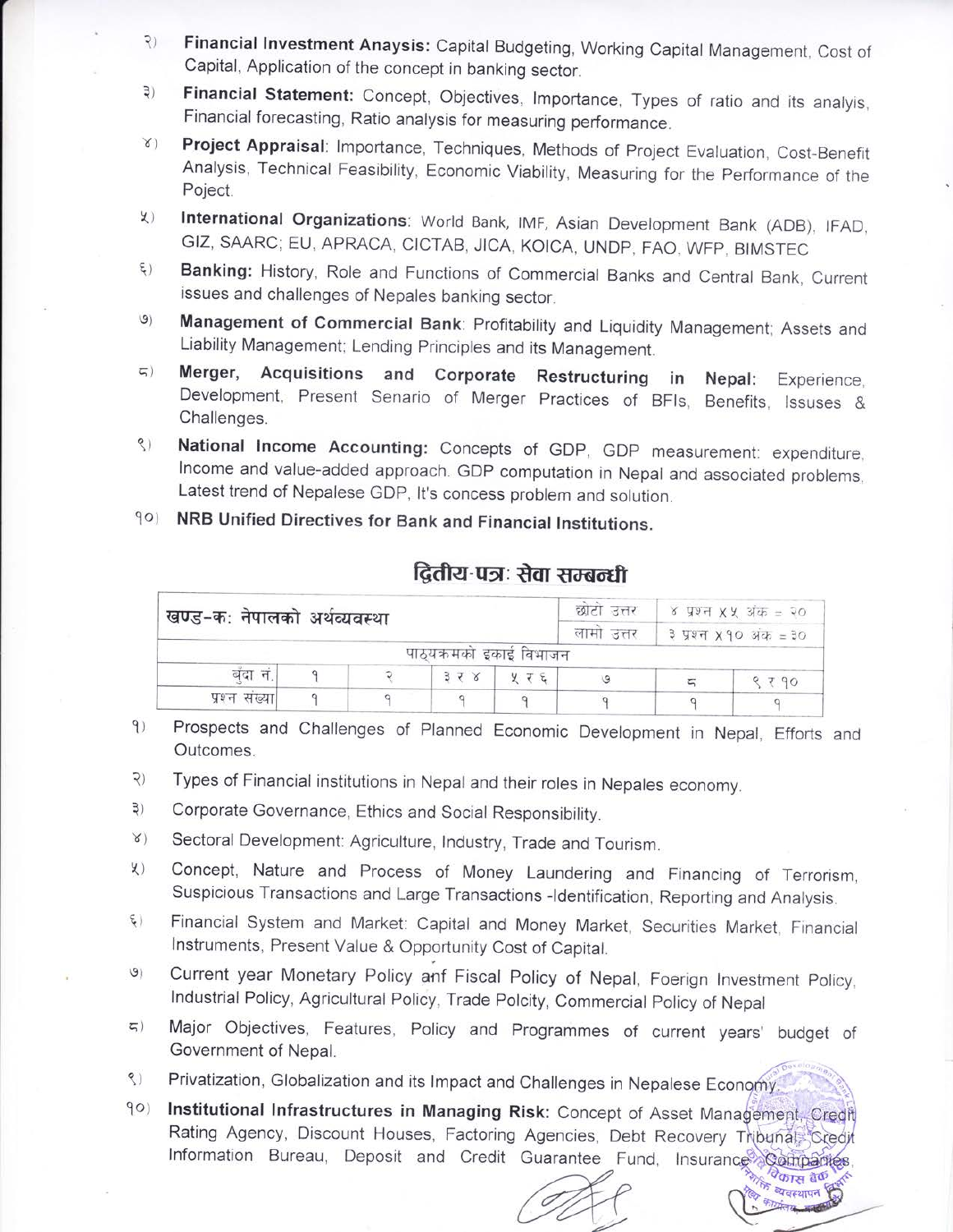२) **Financial Investment Anaysis:** Capital Budgeting, Working Capital Management, Cost of Capital, Application of the concept in banking sector.

३) **Financial Statement:** Concept, Objectives, Importance, Types of ratio and its analyis, Financial forecasting, Ratio analysis for measuring performance.

४) **Project Appraisal**: Importance, Techniques, Methods of Project Evaluation, Cost-Benefit Analysis, Technical Feasibility, Economic Viability, Measuring for the Performance of the Poject.

५) **International Organizations**: World Bank, IMF, Asian Development Bank (ADB), IFAD, GIZ, SAARC; EU, APRACA, CICTAB, JICA, KOICA, UNDP, FAO, WFP, BIMSTEC

६) **Banking:** History, Role and Functions of Commercial Banks and Central Bank, Current issues and challenges of Nepales banking sector.

७) **Management of Commercial Bank**: Profitability and Liquidity Management; Assets and Liability Management; Lending Principles and its Management.

८) **Merger, Acquisitions and Corporate Restructuring in Nepal:** Experience, Development, Present Senario of Merger Practices of BFIs, Benefits, Issuses & Challenges.

९) **National Income Accounting:** Concepts of GDP, GDP measurement: expenditure, Income and value-added approach. GDP computation in Nepal and associated problems, Latest trend of Nepalese GDP, It's concess problem and solution.

१०) **NRB Unified Directives for Bank and Financial Institutions.**

## द्वितीय-पत्र: सेवा सम्बन्धी

| खण्ड-क: नेपालको अर्थव्यवस्था | | | | | छोटो उत्तर | ४ प्रश्न x ५ अंक = २० | |
|---|---|---|---|---|---|---|---|
| | | | | | लामो उत्तर | ३ प्रश्न x १० अंक = ३० | |
| पाठ्यक्रमको इकाई विभाजन | | | | | | | |
| बुँदा नं. | १ | २ | ३ र ४ | ५ र ६ | ७ | ८ | ९ र १० |
| प्रश्न संख्या | १ | १ | १ | १ | १ | १ | १ |

१) Prospects and Challenges of Planned Economic Development in Nepal, Efforts and Outcomes.

२) Types of Financial institutions in Nepal and their roles in Nepales economy.

३) Corporate Governance, Ethics and Social Responsibility.

४) Sectoral Development: Agriculture, Industry, Trade and Tourism.

५) Concept, Nature and Process of Money Laundering and Financing of Terrorism, Suspicious Transactions and Large Transactions -Identification, Reporting and Analysis.

६) Financial System and Market: Capital and Money Market, Securities Market, Financial Instruments, Present Value & Opportunity Cost of Capital.

७) Current year Monetary Policy anf Fiscal Policy of Nepal, Foerign Investment Policy, Industrial Policy, Agricultural Policy, Trade Polcity, Commercial Policy of Nepal

८) Major Objectives, Features, Policy and Programmes of current years' budget of Government of Nepal.

९) Privatization, Globalization and its Impact and Challenges in Nepalese Economy.

१०) **Institutional Infrastructures in Managing Risk:** Concept of Asset Management, Credit Rating Agency, Discount Houses, Factoring Agencies, Debt Recovery Tribunal, Credit Information Bureau, Deposit and Credit Guarantee Fund, Insurance Companies,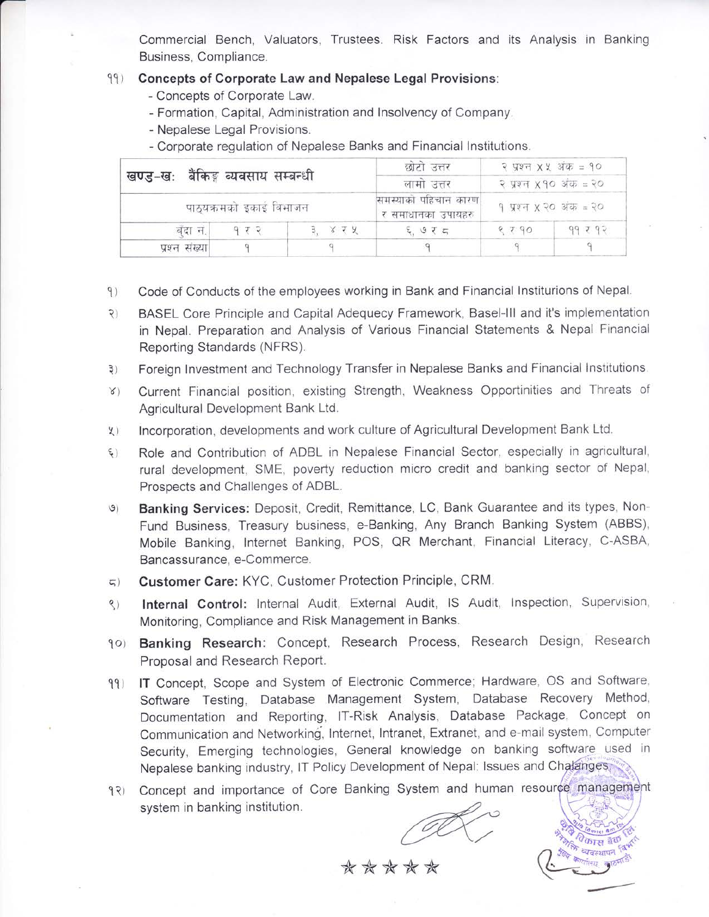Commercial Bench, Valuators, Trustees. Risk Factors and its Analysis in Banking Business, Compliance.

११) **Concepts of Corporate Law and Nepalese Legal Provisions:**
- Concepts of Corporate Law.
- Formation, Capital, Administration and Insolvency of Company.
- Nepalese Legal Provisions.
- Corporate regulation of Nepalese Banks and Financial Institutions.

| खण्ड–ख: बैंकिङ्ग व्यवसाय सम्बन्धी | | | छोटो उत्तर | २ प्रश्न x ५ अंक = १० | |
|---|---|---|---|---|---|
| | | | लामो उत्तर | २ प्रश्न x१० अंक = २० | |
| पाठ्यक्रमको इकाई विभाजन | | | समस्याको पहिचान कारण र समाधानका उपायहरु | १ प्रश्न x २० अंक = २० | |
| बुँदा नं. | १ र २ | ३, ४ र ५ | ६, ७ र ८ | ९ र १० | ११ र १२ |
| प्रश्न संख्या | १ | १ | १ | १ | १ |

१) Code of Conducts of the employees working in Bank and Financial Institurions of Nepal.

२) BASEL Core Principle and Capital Adequecy Framework, Basel-III and it's implementation in Nepal. Preparation and Analysis of Various Financial Statements & Nepal Financial Reporting Standards (NFRS).

३) Foreign Investment and Technology Transfer in Nepalese Banks and Financial Institutions.

४) Current Financial position, existing Strength, Weakness Opportinities and Threats of Agricultural Development Bank Ltd.

५) Incorporation, developments and work culture of Agricultural Development Bank Ltd.

६) Role and Contribution of ADBL in Nepalese Financial Sector, especially in agricultural, rural development, SME, poverty reduction micro credit and banking sector of Nepal, Prospects and Challenges of ADBL.

७) **Banking Services:** Deposit, Credit, Remittance, LC, Bank Guarantee and its types, Non-Fund Business, Treasury business, e-Banking, Any Branch Banking System (ABBS), Mobile Banking, Internet Banking, POS, QR Merchant, Financial Literacy, C-ASBA, Bancassurance, e-Commerce.

८) **Customer Care:** KYC, Customer Protection Principle, CRM.

९) **Internal Control:** Internal Audit, External Audit, IS Audit, Inspection, Supervision, Monitoring, Compliance and Risk Management in Banks.

१०) **Banking Research:** Concept, Research Process, Research Design, Research Proposal and Research Report.

११) **IT** Concept, Scope and System of Electronic Commerce; Hardware, OS and Software, Software Testing, Database Management System, Database Recovery Method, Documentation and Reporting, IT-Risk Analysis, Database Package, Concept on Communication and Networking, Internet, Intranet, Extranet, and e-mail system, Computer Security, Emerging technologies, General knowledge on banking software used in Nepalese banking industry, IT Policy Development of Nepal: Issues and Chalanges.

१२) Concept and importance of Core Banking System and human resource management system in banking institution.

★★★★★